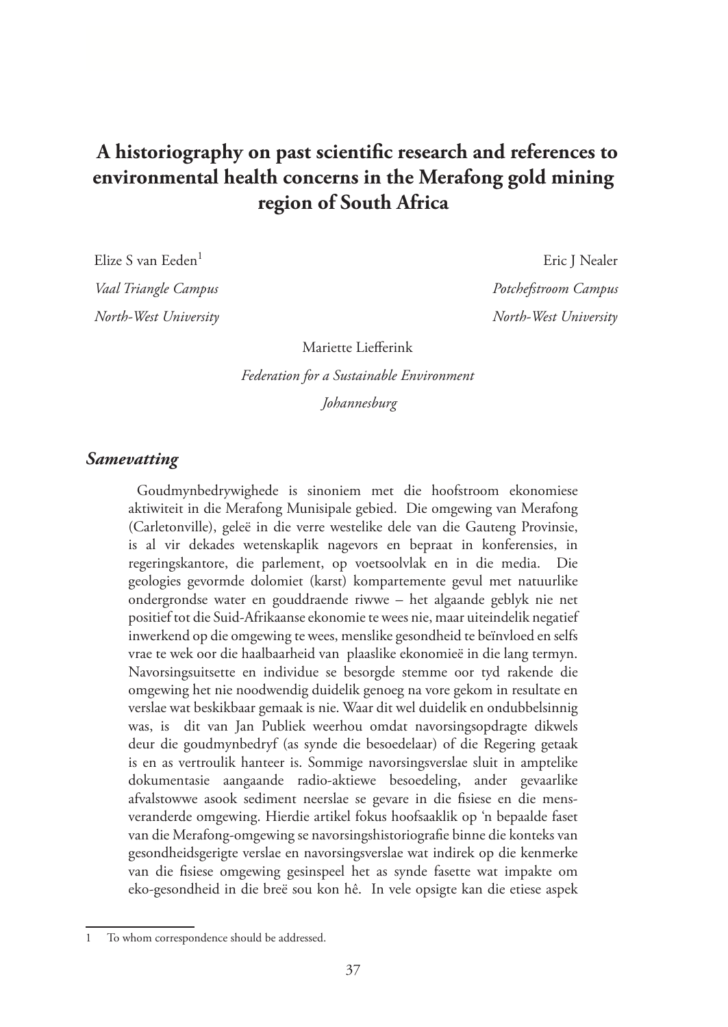# A historiography on past scientific research and references to environmental health concerns in the Merafong gold mining region of South Africa

Elize S van Eeden[1]
*Vaal Triangle Campus*
*North-West University*

Eric J Nealer
*Potchefstroom Campus*
*North-West University*

Mariette Liefferink
*Federation for a Sustainable Environment*
*Johannesburg*

## *Samevatting*

Goudmynbedrywighede is sinoniem met die hoofstroom ekonomiese aktiwiteit in die Merafong Munisipale gebied. Die omgewing van Merafong (Carletonville), geleë in die verre westelike dele van die Gauteng Provinsie, is al vir dekades wetenskaplik nagevors en bepraat in konferensies, in regeringskantore, die parlement, op voetsoolvlak en in die media. Die geologies gevormde dolomiet (karst) kompartemente gevul met natuurlike ondergrondse water en gouddraende riwwe – het algaande geblyk nie net positief tot die Suid-Afrikaanse ekonomie te wees nie, maar uiteindelik negatief inwerkend op die omgewing te wees, menslike gesondheid te beïnvloed en selfs vrae te wek oor die haalbaarheid van plaaslike ekonomieë in die lang termyn. Navorsingsuitsette en individue se besorgde stemme oor tyd rakende die omgewing het nie noodwendig duidelik genoeg na vore gekom in resultate en verslae wat beskikbaar gemaak is nie. Waar dit wel duidelik en ondubbelsinnig was, is dit van Jan Publiek weerhou omdat navorsingsopdragte dikwels deur die goudmynbedryf (as synde die besoedelaar) of die Regering getaak is en as vertroulik hanteer is. Sommige navorsingsverslae sluit in amptelike dokumentasie aangaande radio-aktiewe besoedeling, ander gevaarlike afvalstowwe asook sediment neerslae se gevare in die fisiese en die mens-veranderde omgewing. Hierdie artikel fokus hoofsaaklik op 'n bepaalde faset van die Merafong-omgewing se navorsingshistoriografie binne die konteks van gesondheidsgerigte verslae en navorsingsverslae wat indirek op die kenmerke van die fisiese omgewing gesinspeel het as synde fasette wat impakte om eko-gesondheid in die breë sou kon hê. In vele opsigte kan die etiese aspek

---

[1] To whom correspondence should be addressed.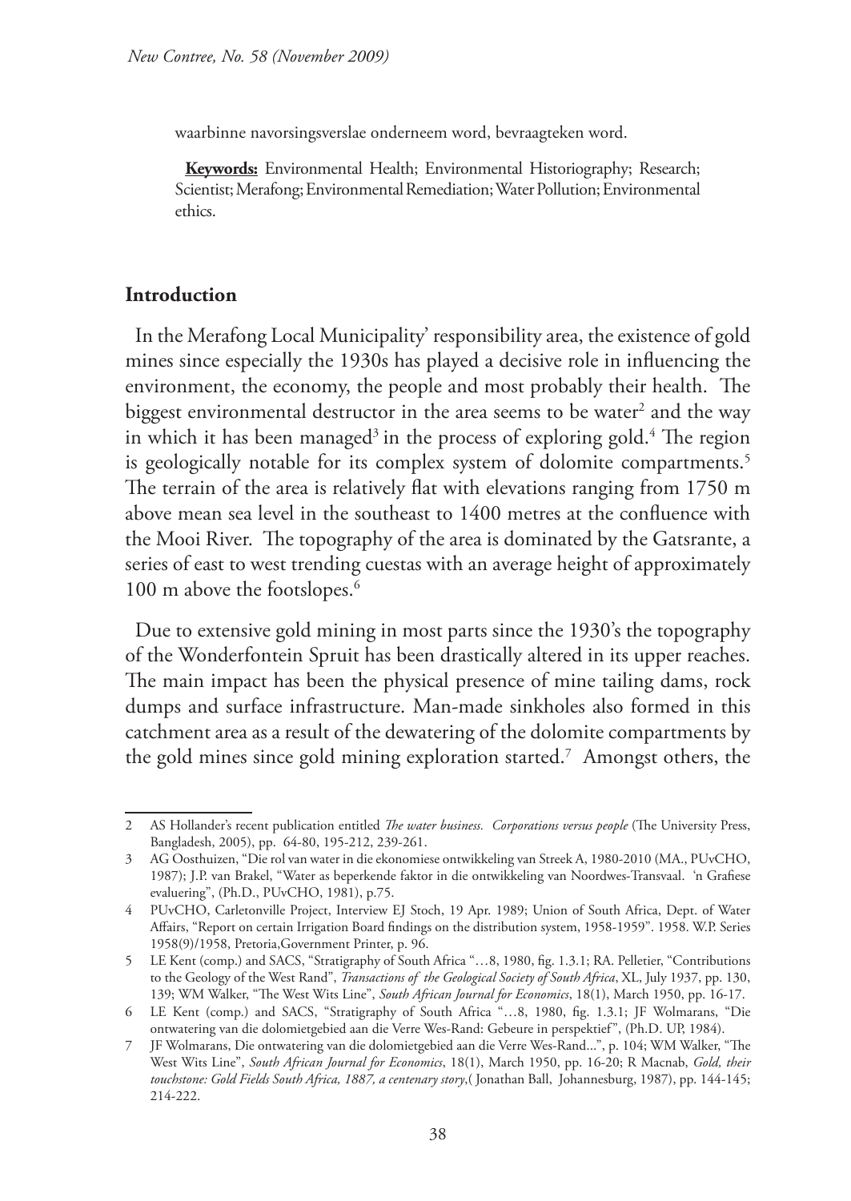waarbinne navorsingsverslae onderneem word, bevraagteken word.

**Keywords:** Environmental Health; Environmental Historiography; Research; Scientist; Merafong; Environmental Remediation; Water Pollution; Environmental ethics.

## Introduction

In the Merafong Local Municipality' responsibility area, the existence of gold mines since especially the 1930s has played a decisive role in influencing the environment, the economy, the people and most probably their health. The biggest environmental destructor in the area seems to be water[2] and the way in which it has been managed[3] in the process of exploring gold.[4] The region is geologically notable for its complex system of dolomite compartments.[5] The terrain of the area is relatively flat with elevations ranging from 1750 m above mean sea level in the southeast to 1400 metres at the confluence with the Mooi River. The topography of the area is dominated by the Gatsrante, a series of east to west trending cuestas with an average height of approximately 100 m above the footslopes.[6]

Due to extensive gold mining in most parts since the 1930's the topography of the Wonderfontein Spruit has been drastically altered in its upper reaches. The main impact has been the physical presence of mine tailing dams, rock dumps and surface infrastructure. Man-made sinkholes also formed in this catchment area as a result of the dewatering of the dolomite compartments by the gold mines since gold mining exploration started.[7] Amongst others, the

---

2 AS Hollander's recent publication entitled *The water business. Corporations versus people* (The University Press, Bangladesh, 2005), pp. 64-80, 195-212, 239-261.

3 AG Oosthuizen, "Die rol van water in die ekonomiese ontwikkeling van Streek A, 1980-2010 (MA., PUvCHO, 1987); J.P. van Brakel, "Water as beperkende faktor in die ontwikkeling van Noordwes-Transvaal. 'n Grafiese evaluering", (Ph.D., PUvCHO, 1981), p.75.

4 PUvCHO, Carletonville Project, Interview EJ Stoch, 19 Apr. 1989; Union of South Africa, Dept. of Water Affairs, "Report on certain Irrigation Board findings on the distribution system, 1958-1959". 1958. W.P. Series 1958(9)/1958, Pretoria,Government Printer, p. 96.

5 LE Kent (comp.) and SACS, "Stratigraphy of South Africa "…8, 1980, fig. 1.3.1; RA. Pelletier, "Contributions to the Geology of the West Rand", *Transactions of the Geological Society of South Africa*, XL, July 1937, pp. 130, 139; WM Walker, "The West Wits Line", *South African Journal for Economics*, 18(1), March 1950, pp. 16-17.

6 LE Kent (comp.) and SACS, "Stratigraphy of South Africa "…8, 1980, fig. 1.3.1; JF Wolmarans, "Die ontwatering van die dolomietgebied aan die Verre Wes-Rand: Gebeure in perspektief", (Ph.D. UP, 1984).

7 JF Wolmarans, Die ontwatering van die dolomietgebied aan die Verre Wes-Rand...", p. 104; WM Walker, "The West Wits Line", *South African Journal for Economics*, 18(1), March 1950, pp. 16-20; R Macnab, *Gold, their touchstone: Gold Fields South Africa, 1887, a centenary story*,( Jonathan Ball, Johannesburg, 1987), pp. 144-145; 214-222.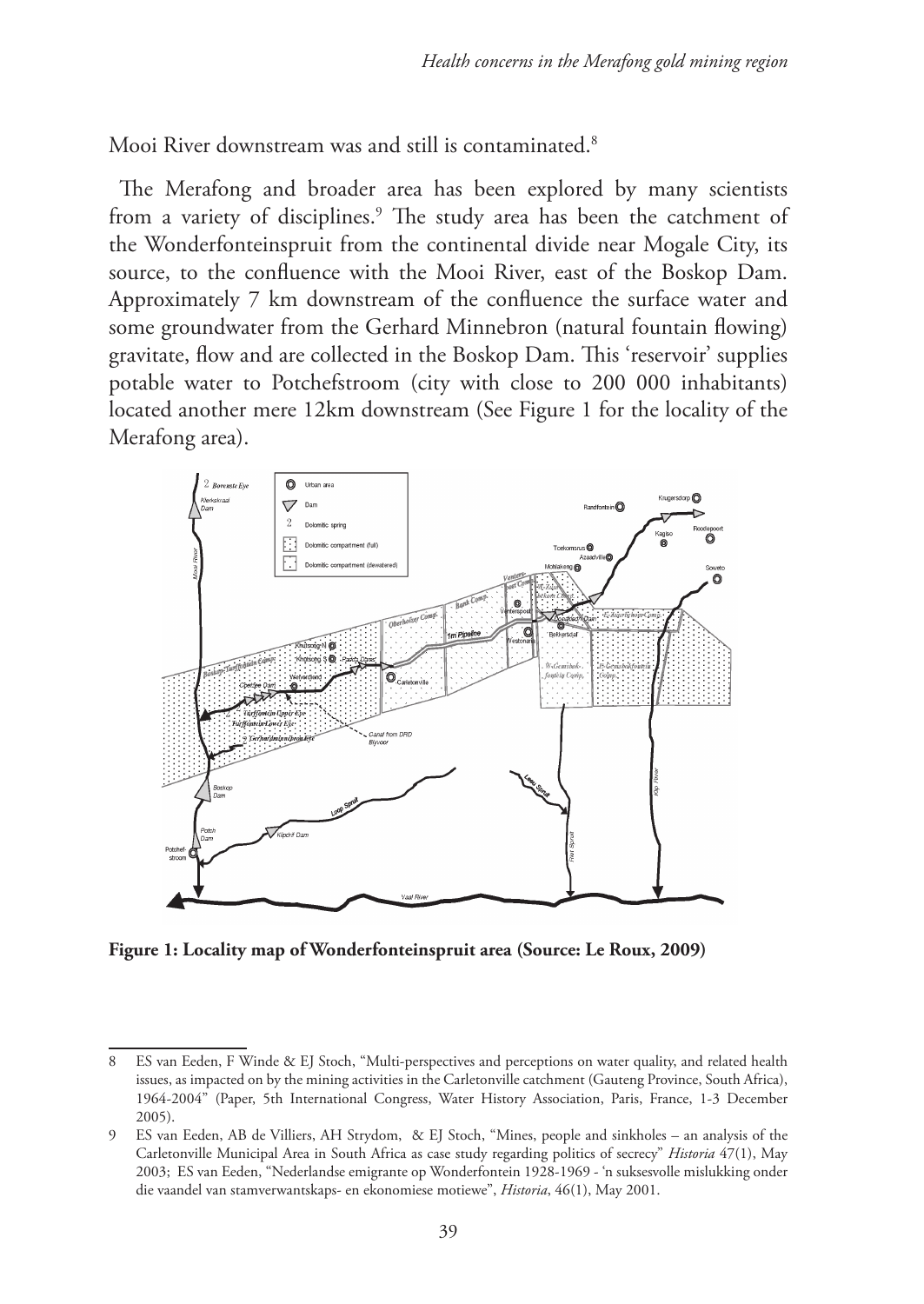Mooi River downstream was and still is contaminated.[8]

The Merafong and broader area has been explored by many scientists from a variety of disciplines.[9] The study area has been the catchment of the Wonderfonteinspruit from the continental divide near Mogale City, its source, to the confluence with the Mooi River, east of the Boskop Dam. Approximately 7 km downstream of the confluence the surface water and some groundwater from the Gerhard Minnebron (natural fountain flowing) gravitate, flow and are collected in the Boskop Dam. This 'reservoir' supplies potable water to Potchefstroom (city with close to 200 000 inhabitants) located another mere 12km downstream (See Figure 1 for the locality of the Merafong area).

**Figure 1: Locality map of Wonderfonteinspruit area (Source: Le Roux, 2009)**

---

8 ES van Eeden, F Winde & EJ Stoch, "Multi-perspectives and perceptions on water quality, and related health issues, as impacted on by the mining activities in the Carletonville catchment (Gauteng Province, South Africa), 1964-2004" (Paper, 5th International Congress, Water History Association, Paris, France, 1-3 December 2005).

9 ES van Eeden, AB de Villiers, AH Strydom, & EJ Stoch, "Mines, people and sinkholes – an analysis of the Carletonville Municipal Area in South Africa as case study regarding politics of secrecy" *Historia* 47(1), May 2003; ES van Eeden, "Nederlandse emigrante op Wonderfontein 1928-1969 - 'n suksesvolle mislukking onder die vaandel van stamverwantskaps- en ekonomiese motiewe", *Historia*, 46(1), May 2001.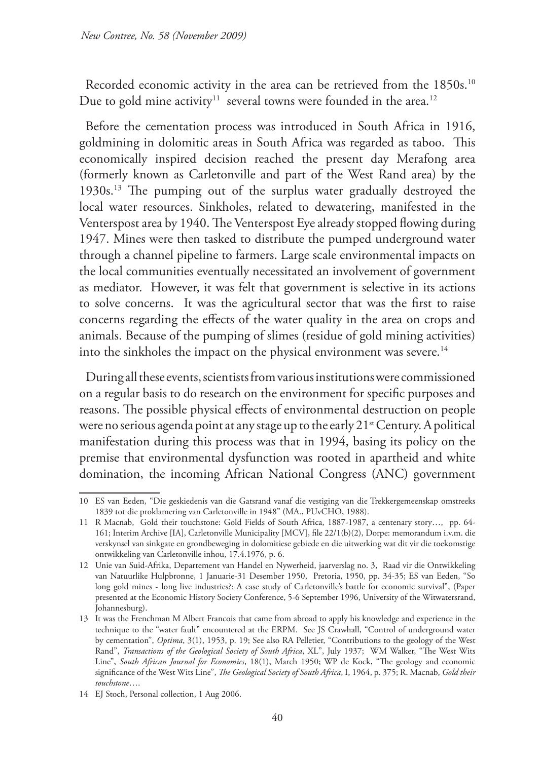Recorded economic activity in the area can be retrieved from the 1850s.[10] Due to gold mine activity[11] several towns were founded in the area.[12]

Before the cementation process was introduced in South Africa in 1916, goldmining in dolomitic areas in South Africa was regarded as taboo. This economically inspired decision reached the present day Merafong area (formerly known as Carletonville and part of the West Rand area) by the 1930s.[13] The pumping out of the surplus water gradually destroyed the local water resources. Sinkholes, related to dewatering, manifested in the Venterspost area by 1940. The Venterspost Eye already stopped flowing during 1947. Mines were then tasked to distribute the pumped underground water through a channel pipeline to farmers. Large scale environmental impacts on the local communities eventually necessitated an involvement of government as mediator. However, it was felt that government is selective in its actions to solve concerns. It was the agricultural sector that was the first to raise concerns regarding the effects of the water quality in the area on crops and animals. Because of the pumping of slimes (residue of gold mining activities) into the sinkholes the impact on the physical environment was severe.[14]

During all these events, scientists from various institutions were commissioned on a regular basis to do research on the environment for specific purposes and reasons. The possible physical effects of environmental destruction on people were no serious agenda point at any stage up to the early 21st Century. A political manifestation during this process was that in 1994, basing its policy on the premise that environmental dysfunction was rooted in apartheid and white domination, the incoming African National Congress (ANC) government

---

10 ES van Eeden, "Die geskiedenis van die Gatsrand vanaf die vestiging van die Trekkergemeenskap omstreeks 1839 tot die proklamering van Carletonville in 1948" (MA., PUvCHO, 1988).

11 R Macnab, Gold their touchstone: Gold Fields of South Africa, 1887-1987, a centenary story…, pp. 64-161; Interim Archive [IA], Carletonville Municipality [MCV], file 22/1(b)(2), Dorpe: memorandum i.v.m. die verskynsel van sinkgate en grondbeweging in dolomitiese gebiede en die uitwerking wat dit vir die toekomstige ontwikkeling van Carletonville inhou, 17.4.1976, p. 6.

12 Unie van Suid-Afrika, Departement van Handel en Nywerheid, jaarverslag no. 3, Raad vir die Ontwikkeling van Natuurlike Hulpbronne, 1 Januarie-31 Desember 1950, Pretoria, 1950, pp. 34-35; ES van Eeden, "So long gold mines - long live industries?: A case study of Carletonville's battle for economic survival", (Paper presented at the Economic History Society Conference, 5-6 September 1996, University of the Witwatersrand, Johannesburg).

13 It was the Frenchman M Albert Francois that came from abroad to apply his knowledge and experience in the technique to the "water fault" encountered at the ERPM. See JS Crawhall, "Control of underground water by cementation", *Optima*, 3(1), 1953, p. 19; See also RA Pelletier, "Contributions to the geology of the West Rand", *Transactions of the Geological Society of South Africa*, XL", July 1937; WM Walker, "The West Wits Line", *South African Journal for Economics*, 18(1), March 1950; WP de Kock, "The geology and economic significance of the West Wits Line", *The Geological Society of South Africa*, I, 1964, p. 375; R. Macnab, *Gold their touchstone*….

14 EJ Stoch, Personal collection, 1 Aug 2006.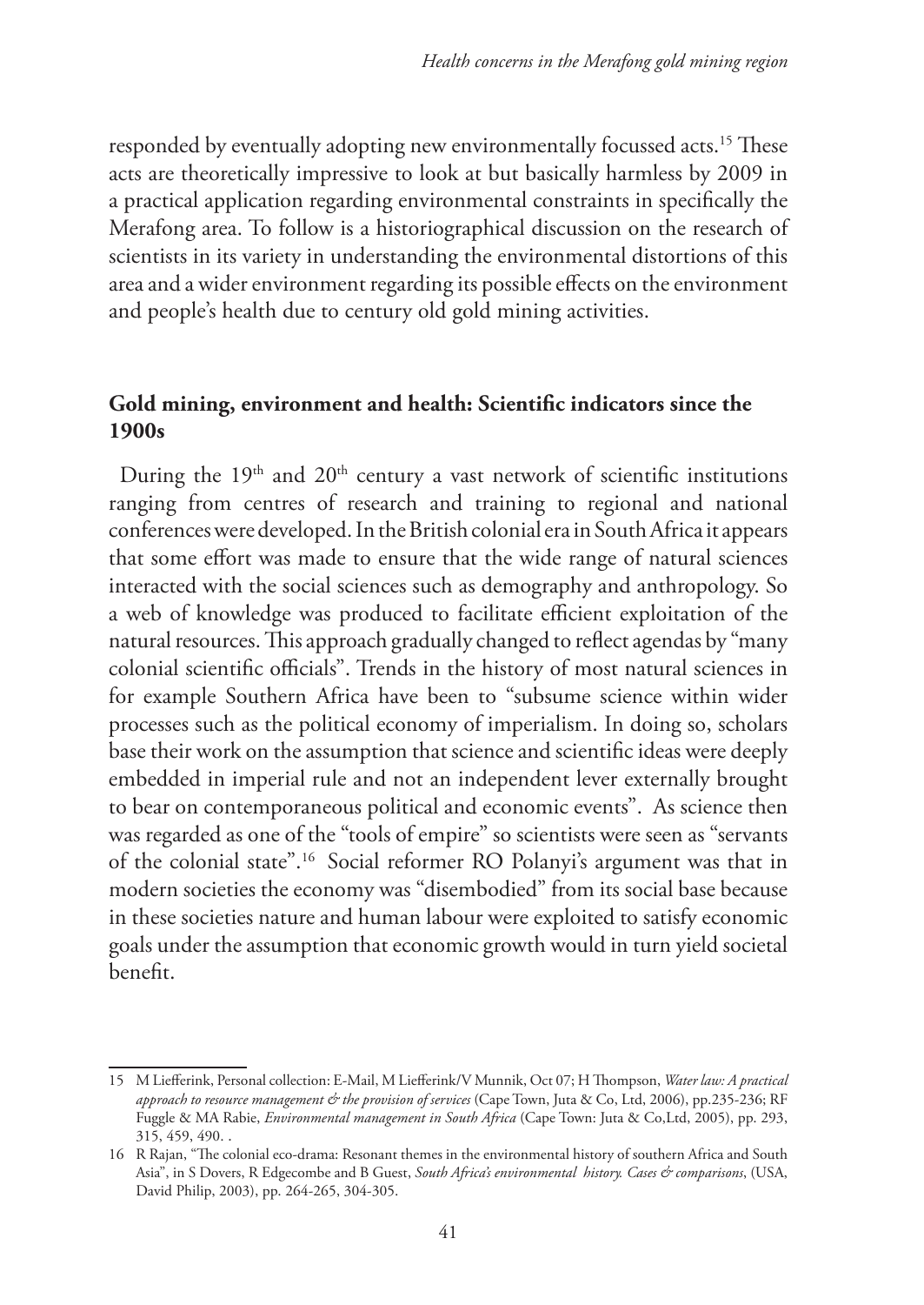responded by eventually adopting new environmentally focussed acts.[15] These acts are theoretically impressive to look at but basically harmless by 2009 in a practical application regarding environmental constraints in specifically the Merafong area. To follow is a historiographical discussion on the research of scientists in its variety in understanding the environmental distortions of this area and a wider environment regarding its possible effects on the environment and people's health due to century old gold mining activities.

## Gold mining, environment and health: Scientific indicators since the 1900s

During the 19th and 20th century a vast network of scientific institutions ranging from centres of research and training to regional and national conferences were developed. In the British colonial era in South Africa it appears that some effort was made to ensure that the wide range of natural sciences interacted with the social sciences such as demography and anthropology. So a web of knowledge was produced to facilitate efficient exploitation of the natural resources. This approach gradually changed to reflect agendas by "many colonial scientific officials". Trends in the history of most natural sciences in for example Southern Africa have been to "subsume science within wider processes such as the political economy of imperialism. In doing so, scholars base their work on the assumption that science and scientific ideas were deeply embedded in imperial rule and not an independent lever externally brought to bear on contemporaneous political and economic events". As science then was regarded as one of the "tools of empire" so scientists were seen as "servants of the colonial state".[16] Social reformer RO Polanyi's argument was that in modern societies the economy was "disembodied" from its social base because in these societies nature and human labour were exploited to satisfy economic goals under the assumption that economic growth would in turn yield societal benefit.

---

15 M Liefferink, Personal collection: E-Mail, M Liefferink/V Munnik, Oct 07; H Thompson, *Water law: A practical approach to resource management & the provision of services* (Cape Town, Juta & Co, Ltd, 2006), pp.235-236; RF Fuggle & MA Rabie, *Environmental management in South Africa* (Cape Town: Juta & Co,Ltd, 2005), pp. 293, 315, 459, 490. .

16 R Rajan, "The colonial eco-drama: Resonant themes in the environmental history of southern Africa and South Asia", in S Dovers, R Edgecombe and B Guest, *South Africa's environmental history. Cases & comparisons*, (USA, David Philip, 2003), pp. 264-265, 304-305.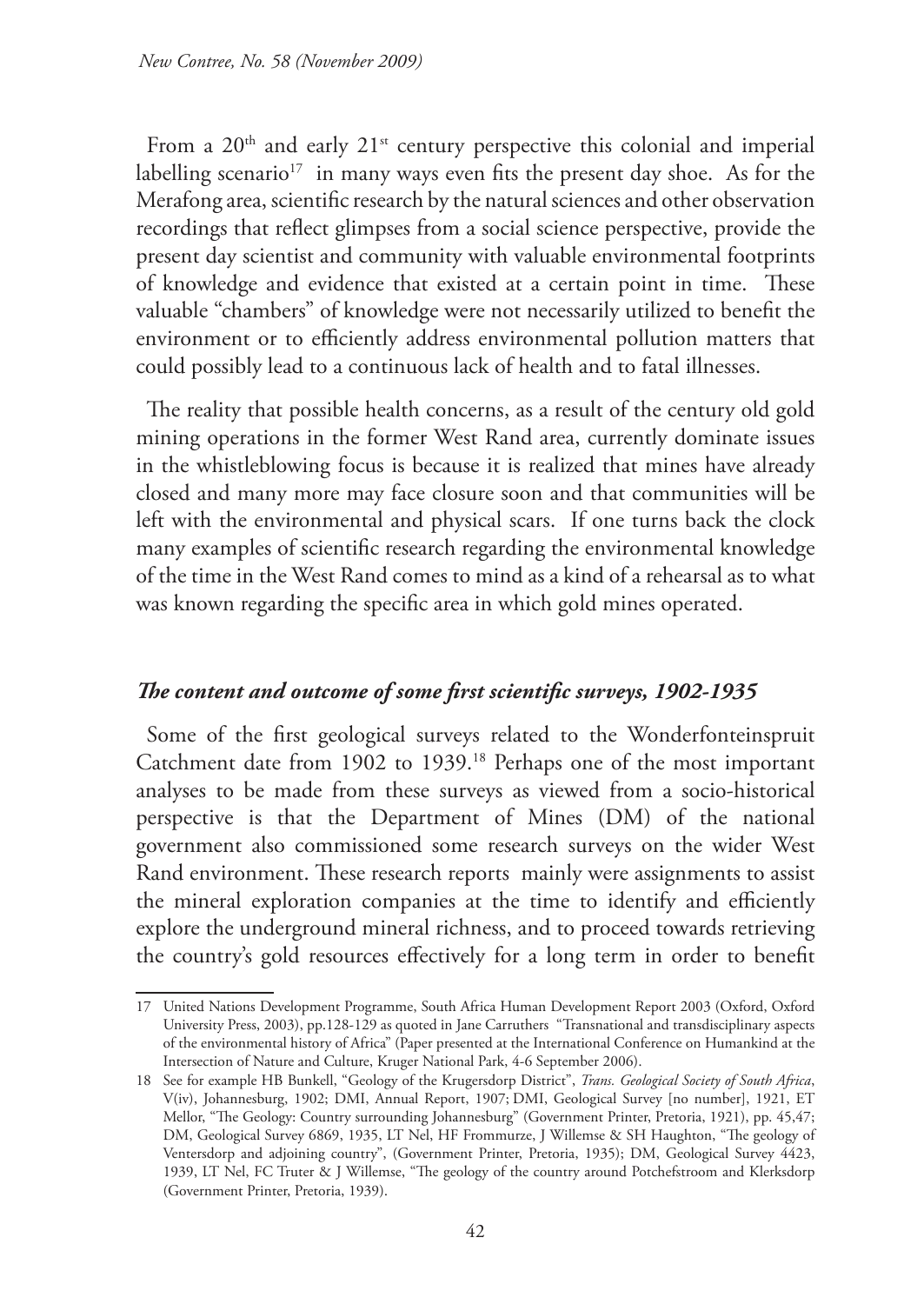From a 20th and early 21st century perspective this colonial and imperial labelling scenario[17] in many ways even fits the present day shoe. As for the Merafong area, scientific research by the natural sciences and other observation recordings that reflect glimpses from a social science perspective, provide the present day scientist and community with valuable environmental footprints of knowledge and evidence that existed at a certain point in time. These valuable "chambers" of knowledge were not necessarily utilized to benefit the environment or to efficiently address environmental pollution matters that could possibly lead to a continuous lack of health and to fatal illnesses.

The reality that possible health concerns, as a result of the century old gold mining operations in the former West Rand area, currently dominate issues in the whistleblowing focus is because it is realized that mines have already closed and many more may face closure soon and that communities will be left with the environmental and physical scars. If one turns back the clock many examples of scientific research regarding the environmental knowledge of the time in the West Rand comes to mind as a kind of a rehearsal as to what was known regarding the specific area in which gold mines operated.

## *The content and outcome of some first scientific surveys, 1902-1935*

Some of the first geological surveys related to the Wonderfonteinspruit Catchment date from 1902 to 1939.[18] Perhaps one of the most important analyses to be made from these surveys as viewed from a socio-historical perspective is that the Department of Mines (DM) of the national government also commissioned some research surveys on the wider West Rand environment. These research reports mainly were assignments to assist the mineral exploration companies at the time to identify and efficiently explore the underground mineral richness, and to proceed towards retrieving the country's gold resources effectively for a long term in order to benefit

---

17 United Nations Development Programme, South Africa Human Development Report 2003 (Oxford, Oxford University Press, 2003), pp.128-129 as quoted in Jane Carruthers "Transnational and transdisciplinary aspects of the environmental history of Africa" (Paper presented at the International Conference on Humankind at the Intersection of Nature and Culture, Kruger National Park, 4-6 September 2006).

18 See for example HB Bunkell, "Geology of the Krugersdorp District", *Trans. Geological Society of South Africa*, V(iv), Johannesburg, 1902; DMI, Annual Report, 1907; DMI, Geological Survey [no number], 1921, ET Mellor, "The Geology: Country surrounding Johannesburg" (Government Printer, Pretoria, 1921), pp. 45,47; DM, Geological Survey 6869, 1935, LT Nel, HF Frommurze, J Willemse & SH Haughton, "The geology of Ventersdorp and adjoining country", (Government Printer, Pretoria, 1935); DM, Geological Survey 4423, 1939, LT Nel, FC Truter & J Willemse, "The geology of the country around Potchefstroom and Klerksdorp (Government Printer, Pretoria, 1939).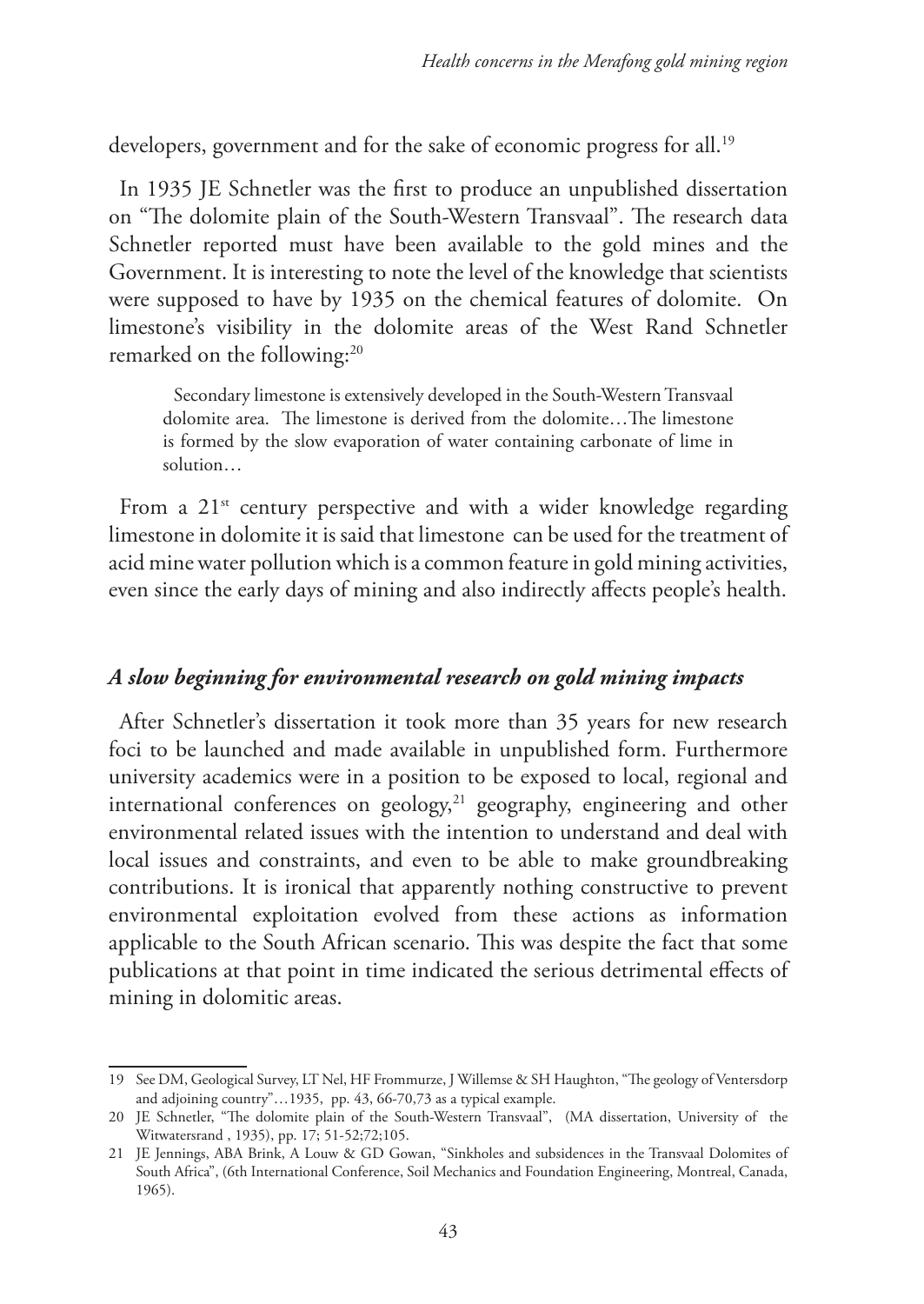developers, government and for the sake of economic progress for all.[19]

In 1935 JE Schnetler was the first to produce an unpublished dissertation on "The dolomite plain of the South-Western Transvaal". The research data Schnetler reported must have been available to the gold mines and the Government. It is interesting to note the level of the knowledge that scientists were supposed to have by 1935 on the chemical features of dolomite. On limestone's visibility in the dolomite areas of the West Rand Schnetler remarked on the following:[20]

> Secondary limestone is extensively developed in the South-Western Transvaal dolomite area. The limestone is derived from the dolomite…The limestone is formed by the slow evaporation of water containing carbonate of lime in solution…

From a 21st century perspective and with a wider knowledge regarding limestone in dolomite it is said that limestone can be used for the treatment of acid mine water pollution which is a common feature in gold mining activities, even since the early days of mining and also indirectly affects people's health.

### *A slow beginning for environmental research on gold mining impacts*

After Schnetler's dissertation it took more than 35 years for new research foci to be launched and made available in unpublished form. Furthermore university academics were in a position to be exposed to local, regional and international conferences on geology,[21] geography, engineering and other environmental related issues with the intention to understand and deal with local issues and constraints, and even to be able to make groundbreaking contributions. It is ironical that apparently nothing constructive to prevent environmental exploitation evolved from these actions as information applicable to the South African scenario. This was despite the fact that some publications at that point in time indicated the serious detrimental effects of mining in dolomitic areas.

---

19 See DM, Geological Survey, LT Nel, HF Frommurze, J Willemse & SH Haughton, "The geology of Ventersdorp and adjoining country"…1935, pp. 43, 66-70,73 as a typical example.

20 JE Schnetler, "The dolomite plain of the South-Western Transvaal", (MA dissertation, University of the Witwatersrand , 1935), pp. 17; 51-52;72;105.

21 JE Jennings, ABA Brink, A Louw & GD Gowan, "Sinkholes and subsidences in the Transvaal Dolomites of South Africa", (6th International Conference, Soil Mechanics and Foundation Engineering, Montreal, Canada, 1965).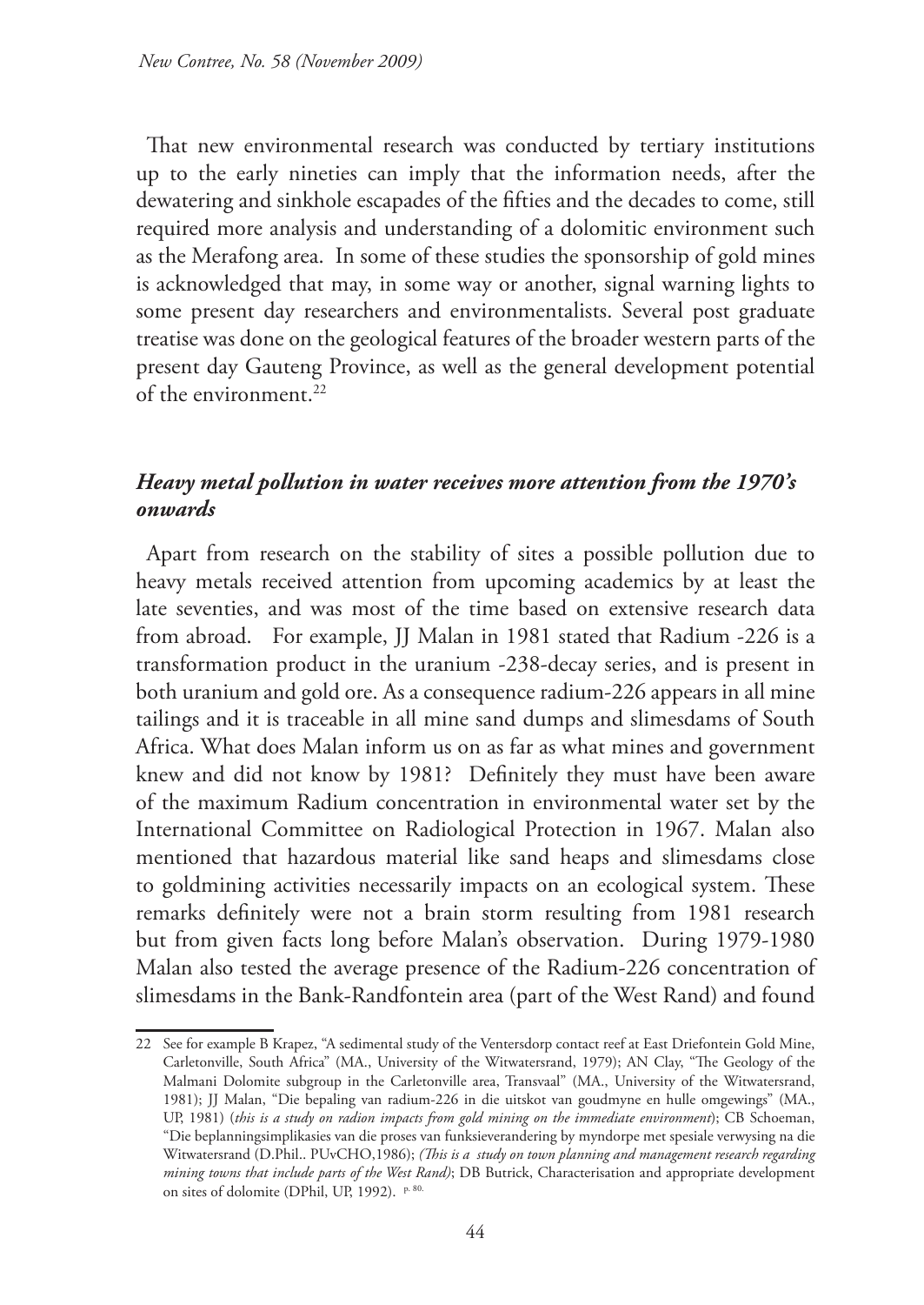That new environmental research was conducted by tertiary institutions up to the early nineties can imply that the information needs, after the dewatering and sinkhole escapades of the fifties and the decades to come, still required more analysis and understanding of a dolomitic environment such as the Merafong area. In some of these studies the sponsorship of gold mines is acknowledged that may, in some way or another, signal warning lights to some present day researchers and environmentalists. Several post graduate treatise was done on the geological features of the broader western parts of the present day Gauteng Province, as well as the general development potential of the environment.[22]

### *Heavy metal pollution in water receives more attention from the 1970's onwards*

Apart from research on the stability of sites a possible pollution due to heavy metals received attention from upcoming academics by at least the late seventies, and was most of the time based on extensive research data from abroad. For example, JJ Malan in 1981 stated that Radium -226 is a transformation product in the uranium -238-decay series, and is present in both uranium and gold ore. As a consequence radium-226 appears in all mine tailings and it is traceable in all mine sand dumps and slimesdams of South Africa. What does Malan inform us on as far as what mines and government knew and did not know by 1981? Definitely they must have been aware of the maximum Radium concentration in environmental water set by the International Committee on Radiological Protection in 1967. Malan also mentioned that hazardous material like sand heaps and slimesdams close to goldmining activities necessarily impacts on an ecological system. These remarks definitely were not a brain storm resulting from 1981 research but from given facts long before Malan's observation. During 1979-1980 Malan also tested the average presence of the Radium-226 concentration of slimesdams in the Bank-Randfontein area (part of the West Rand) and found

---

22 See for example B Krapez, "A sedimental study of the Ventersdorp contact reef at East Driefontein Gold Mine, Carletonville, South Africa" (MA., University of the Witwatersrand, 1979); AN Clay, "The Geology of the Malmani Dolomite subgroup in the Carletonville area, Transvaal" (MA., University of the Witwatersrand, 1981); JJ Malan, "Die bepaling van radium-226 in die uitskot van goudmyne en hulle omgewings" (MA., UP, 1981) (*this is a study on radion impacts from gold mining on the immediate environment*); CB Schoeman, "Die beplanningsimplikasies van die proses van funksieverandering by myndorpe met spesiale verwysing na die Witwatersrand (D.Phil.. PUvCHO,1986); *(This is a study on town planning and management research regarding mining towns that include parts of the West Rand)*; DB Butrick, Characterisation and appropriate development on sites of dolomite (DPhil, UP, 1992). p. 80.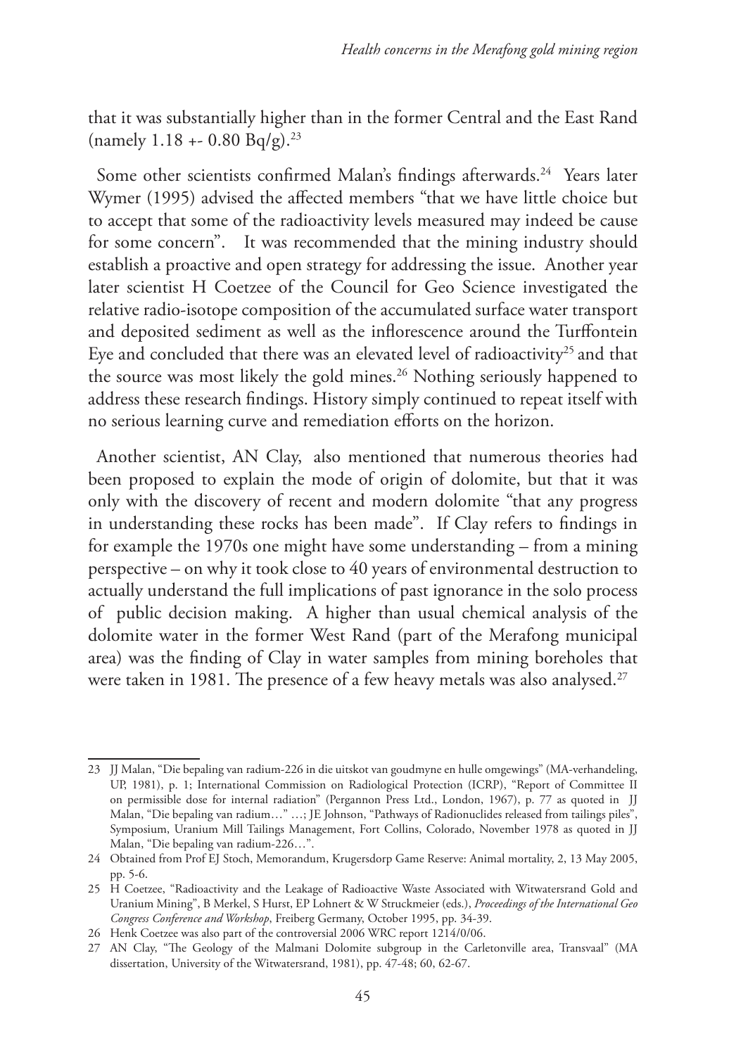that it was substantially higher than in the former Central and the East Rand (namely 1.18 +- 0.80 Bq/g).[23]

Some other scientists confirmed Malan's findings afterwards.[24] Years later Wymer (1995) advised the affected members "that we have little choice but to accept that some of the radioactivity levels measured may indeed be cause for some concern". It was recommended that the mining industry should establish a proactive and open strategy for addressing the issue. Another year later scientist H Coetzee of the Council for Geo Science investigated the relative radio-isotope composition of the accumulated surface water transport and deposited sediment as well as the inflorescence around the Turffontein Eye and concluded that there was an elevated level of radioactivity[25] and that the source was most likely the gold mines.[26] Nothing seriously happened to address these research findings. History simply continued to repeat itself with no serious learning curve and remediation efforts on the horizon.

Another scientist, AN Clay, also mentioned that numerous theories had been proposed to explain the mode of origin of dolomite, but that it was only with the discovery of recent and modern dolomite "that any progress in understanding these rocks has been made". If Clay refers to findings in for example the 1970s one might have some understanding – from a mining perspective – on why it took close to 40 years of environmental destruction to actually understand the full implications of past ignorance in the solo process of public decision making. A higher than usual chemical analysis of the dolomite water in the former West Rand (part of the Merafong municipal area) was the finding of Clay in water samples from mining boreholes that were taken in 1981. The presence of a few heavy metals was also analysed.[27]

---

23 JJ Malan, "Die bepaling van radium-226 in die uitskot van goudmyne en hulle omgewings" (MA-verhandeling, UP, 1981), p. 1; International Commission on Radiological Protection (ICRP), "Report of Committee II on permissible dose for internal radiation" (Pergannon Press Ltd., London, 1967), p. 77 as quoted in JJ Malan, "Die bepaling van radium…" …; JE Johnson, "Pathways of Radionuclides released from tailings piles", Symposium, Uranium Mill Tailings Management, Fort Collins, Colorado, November 1978 as quoted in JJ Malan, "Die bepaling van radium-226…".

24 Obtained from Prof EJ Stoch, Memorandum, Krugersdorp Game Reserve: Animal mortality, 2, 13 May 2005, pp. 5-6.

25 H Coetzee, "Radioactivity and the Leakage of Radioactive Waste Associated with Witwatersrand Gold and Uranium Mining", B Merkel, S Hurst, EP Lohnert & W Struckmeier (eds.), *Proceedings of the International Geo Congress Conference and Workshop*, Freiberg Germany, October 1995, pp. 34-39.

26 Henk Coetzee was also part of the controversial 2006 WRC report 1214/0/06.

27 AN Clay, "The Geology of the Malmani Dolomite subgroup in the Carletonville area, Transvaal" (MA dissertation, University of the Witwatersrand, 1981), pp. 47-48; 60, 62-67.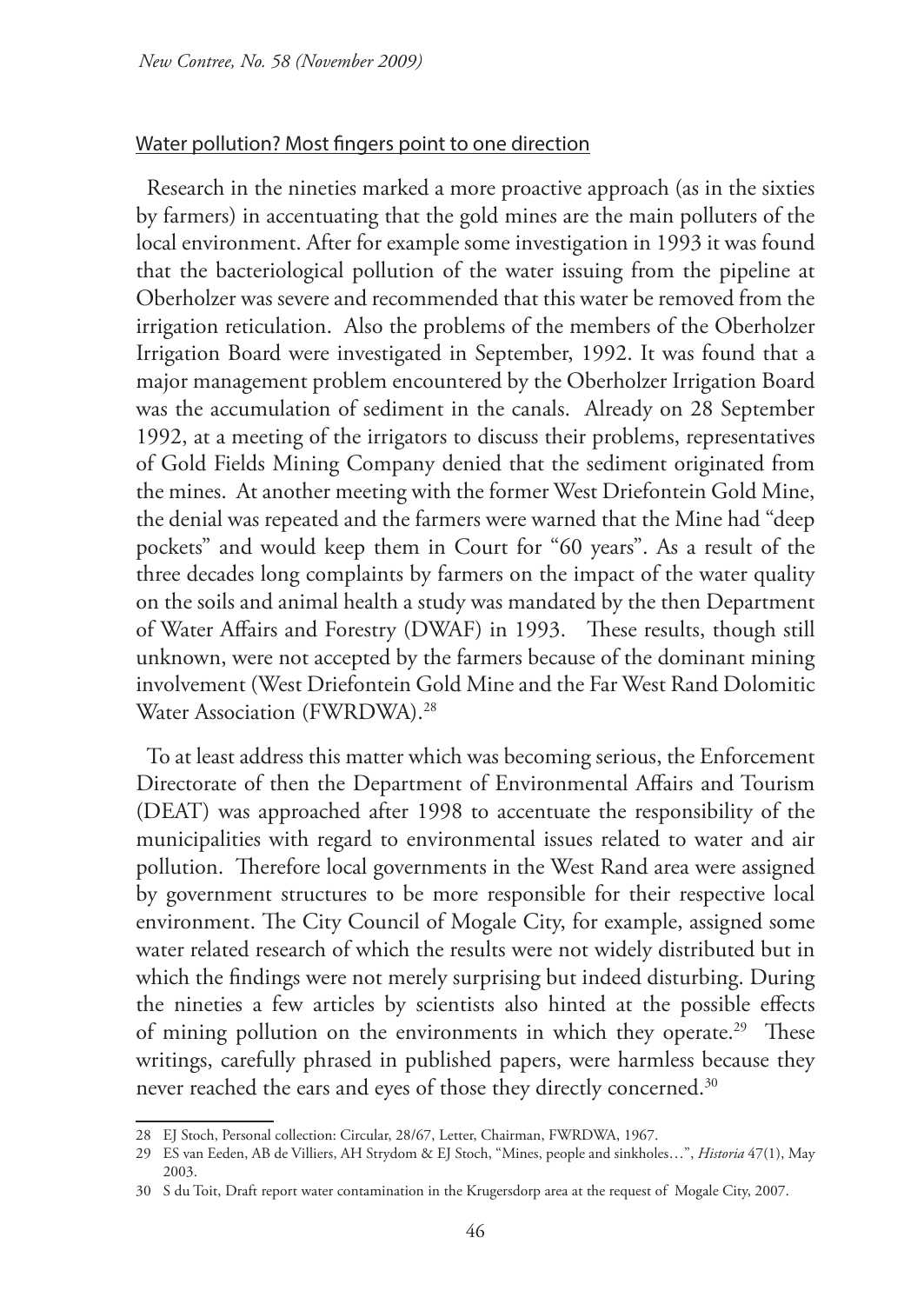## Water pollution? Most fingers point to one direction

Research in the nineties marked a more proactive approach (as in the sixties by farmers) in accentuating that the gold mines are the main polluters of the local environment. After for example some investigation in 1993 it was found that the bacteriological pollution of the water issuing from the pipeline at Oberholzer was severe and recommended that this water be removed from the irrigation reticulation. Also the problems of the members of the Oberholzer Irrigation Board were investigated in September, 1992. It was found that a major management problem encountered by the Oberholzer Irrigation Board was the accumulation of sediment in the canals. Already on 28 September 1992, at a meeting of the irrigators to discuss their problems, representatives of Gold Fields Mining Company denied that the sediment originated from the mines. At another meeting with the former West Driefontein Gold Mine, the denial was repeated and the farmers were warned that the Mine had "deep pockets" and would keep them in Court for "60 years". As a result of the three decades long complaints by farmers on the impact of the water quality on the soils and animal health a study was mandated by the then Department of Water Affairs and Forestry (DWAF) in 1993. These results, though still unknown, were not accepted by the farmers because of the dominant mining involvement (West Driefontein Gold Mine and the Far West Rand Dolomitic Water Association (FWRDWA).[28]

To at least address this matter which was becoming serious, the Enforcement Directorate of then the Department of Environmental Affairs and Tourism (DEAT) was approached after 1998 to accentuate the responsibility of the municipalities with regard to environmental issues related to water and air pollution. Therefore local governments in the West Rand area were assigned by government structures to be more responsible for their respective local environment. The City Council of Mogale City, for example, assigned some water related research of which the results were not widely distributed but in which the findings were not merely surprising but indeed disturbing. During the nineties a few articles by scientists also hinted at the possible effects of mining pollution on the environments in which they operate.[29] These writings, carefully phrased in published papers, were harmless because they never reached the ears and eyes of those they directly concerned.[30]

---

28 EJ Stoch, Personal collection: Circular, 28/67, Letter, Chairman, FWRDWA, 1967.

29 ES van Eeden, AB de Villiers, AH Strydom & EJ Stoch, "Mines, people and sinkholes…", *Historia* 47(1), May 2003.

30 S du Toit, Draft report water contamination in the Krugersdorp area at the request of Mogale City, 2007.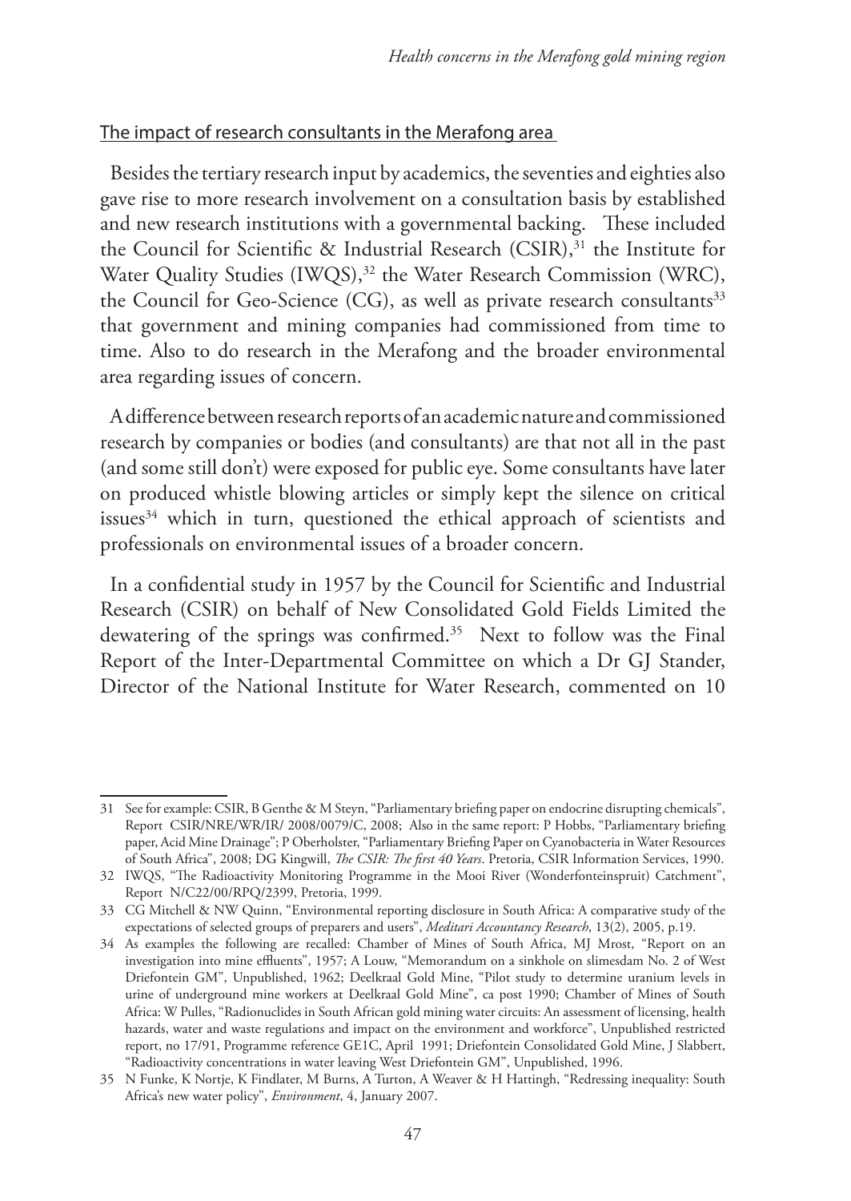## The impact of research consultants in the Merafong area

Besides the tertiary research input by academics, the seventies and eighties also gave rise to more research involvement on a consultation basis by established and new research institutions with a governmental backing. These included the Council for Scientific & Industrial Research (CSIR),[31] the Institute for Water Quality Studies (IWQS),[32] the Water Research Commission (WRC), the Council for Geo-Science (CG), as well as private research consultants[33] that government and mining companies had commissioned from time to time. Also to do research in the Merafong and the broader environmental area regarding issues of concern.

A difference between research reports of an academic nature and commissioned research by companies or bodies (and consultants) are that not all in the past (and some still don't) were exposed for public eye. Some consultants have later on produced whistle blowing articles or simply kept the silence on critical issues[34] which in turn, questioned the ethical approach of scientists and professionals on environmental issues of a broader concern.

In a confidential study in 1957 by the Council for Scientific and Industrial Research (CSIR) on behalf of New Consolidated Gold Fields Limited the dewatering of the springs was confirmed.[35] Next to follow was the Final Report of the Inter-Departmental Committee on which a Dr GJ Stander, Director of the National Institute for Water Research, commented on 10

---

31 See for example: CSIR, B Genthe & M Steyn, "Parliamentary briefing paper on endocrine disrupting chemicals", Report CSIR/NRE/WR/IR/ 2008/0079/C, 2008; Also in the same report: P Hobbs, "Parliamentary briefing paper, Acid Mine Drainage"; P Oberholster, "Parliamentary Briefing Paper on Cyanobacteria in Water Resources of South Africa", 2008; DG Kingwill, *The CSIR: The first 40 Years*. Pretoria, CSIR Information Services, 1990.

32 IWQS, "The Radioactivity Monitoring Programme in the Mooi River (Wonderfonteinspruit) Catchment", Report N/C22/00/RPQ/2399, Pretoria, 1999.

33 CG Mitchell & NW Quinn, "Environmental reporting disclosure in South Africa: A comparative study of the expectations of selected groups of preparers and users", *Meditari Accountancy Research*, 13(2), 2005, p.19.

34 As examples the following are recalled: Chamber of Mines of South Africa, MJ Mrost, "Report on an investigation into mine effluents", 1957; A Louw, "Memorandum on a sinkhole on slimesdam No. 2 of West Driefontein GM", Unpublished, 1962; Deelkraal Gold Mine, "Pilot study to determine uranium levels in urine of underground mine workers at Deelkraal Gold Mine", ca post 1990; Chamber of Mines of South Africa: W Pulles, "Radionuclides in South African gold mining water circuits: An assessment of licensing, health hazards, water and waste regulations and impact on the environment and workforce", Unpublished restricted report, no 17/91, Programme reference GE1C, April 1991; Driefontein Consolidated Gold Mine, J Slabbert, "Radioactivity concentrations in water leaving West Driefontein GM", Unpublished, 1996.

35 N Funke, K Nortje, K Findlater, M Burns, A Turton, A Weaver & H Hattingh, "Redressing inequality: South Africa's new water policy", *Environment*, 4, January 2007.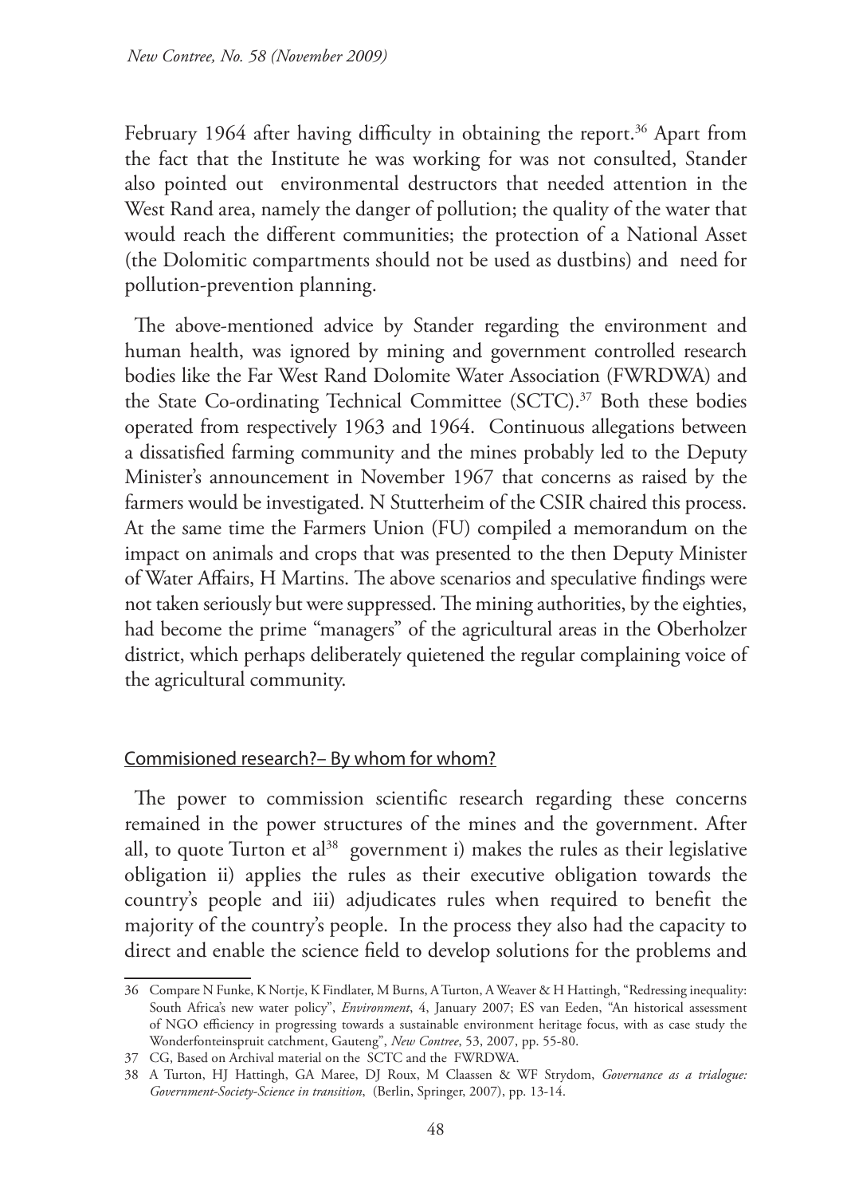February 1964 after having difficulty in obtaining the report.[36] Apart from the fact that the Institute he was working for was not consulted, Stander also pointed out environmental destructors that needed attention in the West Rand area, namely the danger of pollution; the quality of the water that would reach the different communities; the protection of a National Asset (the Dolomitic compartments should not be used as dustbins) and need for pollution-prevention planning.

The above-mentioned advice by Stander regarding the environment and human health, was ignored by mining and government controlled research bodies like the Far West Rand Dolomite Water Association (FWRDWA) and the State Co-ordinating Technical Committee (SCTC).[37] Both these bodies operated from respectively 1963 and 1964. Continuous allegations between a dissatisfied farming community and the mines probably led to the Deputy Minister's announcement in November 1967 that concerns as raised by the farmers would be investigated. N Stutterheim of the CSIR chaired this process. At the same time the Farmers Union (FU) compiled a memorandum on the impact on animals and crops that was presented to the then Deputy Minister of Water Affairs, H Martins. The above scenarios and speculative findings were not taken seriously but were suppressed. The mining authorities, by the eighties, had become the prime "managers" of the agricultural areas in the Oberholzer district, which perhaps deliberately quietened the regular complaining voice of the agricultural community.

## Commisioned research?– By whom for whom?

The power to commission scientific research regarding these concerns remained in the power structures of the mines and the government. After all, to quote Turton et al[38] government i) makes the rules as their legislative obligation ii) applies the rules as their executive obligation towards the country's people and iii) adjudicates rules when required to benefit the majority of the country's people. In the process they also had the capacity to direct and enable the science field to develop solutions for the problems and

---

36 Compare N Funke, K Nortje, K Findlater, M Burns, A Turton, A Weaver & H Hattingh, "Redressing inequality: South Africa's new water policy", *Environment*, 4, January 2007; ES van Eeden, "An historical assessment of NGO efficiency in progressing towards a sustainable environment heritage focus, with as case study the Wonderfonteinspruit catchment, Gauteng", *New Contree*, 53, 2007, pp. 55-80.

37 CG, Based on Archival material on the SCTC and the FWRDWA.

38 A Turton, HJ Hattingh, GA Maree, DJ Roux, M Claassen & WF Strydom, *Governance as a trialogue: Government-Society-Science in transition*, (Berlin, Springer, 2007), pp. 13-14.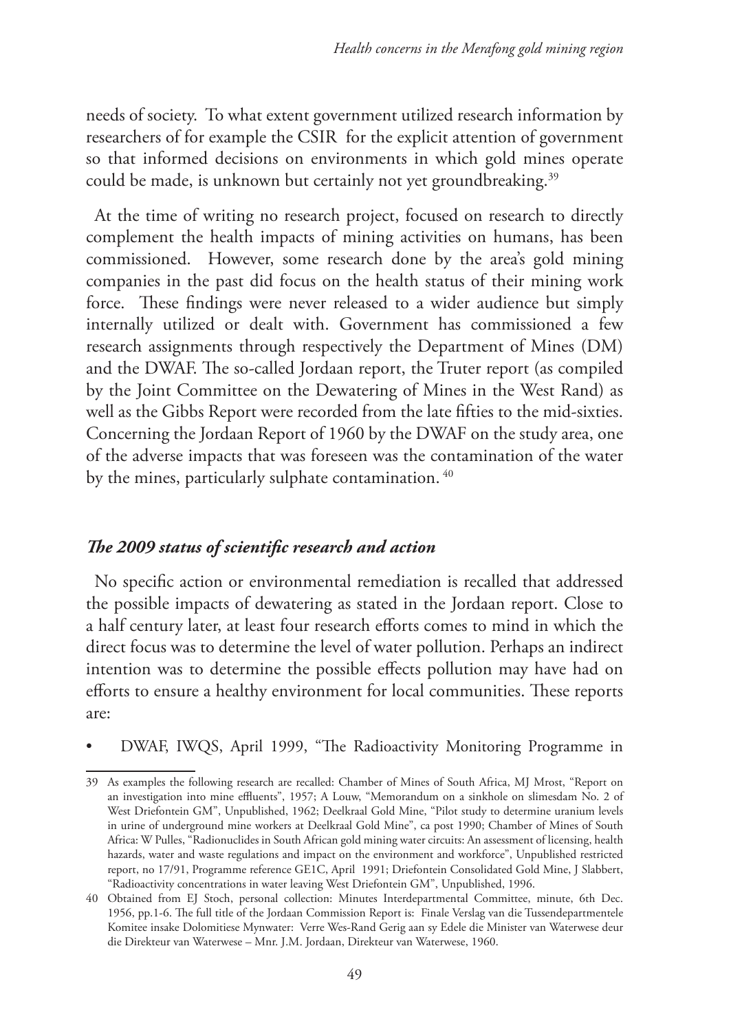needs of society. To what extent government utilized research information by researchers of for example the CSIR for the explicit attention of government so that informed decisions on environments in which gold mines operate could be made, is unknown but certainly not yet groundbreaking.[39]

At the time of writing no research project, focused on research to directly complement the health impacts of mining activities on humans, has been commissioned. However, some research done by the area's gold mining companies in the past did focus on the health status of their mining work force. These findings were never released to a wider audience but simply internally utilized or dealt with. Government has commissioned a few research assignments through respectively the Department of Mines (DM) and the DWAF. The so-called Jordaan report, the Truter report (as compiled by the Joint Committee on the Dewatering of Mines in the West Rand) as well as the Gibbs Report were recorded from the late fifties to the mid-sixties. Concerning the Jordaan Report of 1960 by the DWAF on the study area, one of the adverse impacts that was foreseen was the contamination of the water by the mines, particularly sulphate contamination.[40]

### *The 2009 status of scientific research and action*

No specific action or environmental remediation is recalled that addressed the possible impacts of dewatering as stated in the Jordaan report. Close to a half century later, at least four research efforts comes to mind in which the direct focus was to determine the level of water pollution. Perhaps an indirect intention was to determine the possible effects pollution may have had on efforts to ensure a healthy environment for local communities. These reports are:

- DWAF, IWQS, April 1999, "The Radioactivity Monitoring Programme in

---

39 As examples the following research are recalled: Chamber of Mines of South Africa, MJ Mrost, "Report on an investigation into mine effluents", 1957; A Louw, "Memorandum on a sinkhole on slimesdam No. 2 of West Driefontein GM", Unpublished, 1962; Deelkraal Gold Mine, "Pilot study to determine uranium levels in urine of underground mine workers at Deelkraal Gold Mine", ca post 1990; Chamber of Mines of South Africa: W Pulles, "Radionuclides in South African gold mining water circuits: An assessment of licensing, health hazards, water and waste regulations and impact on the environment and workforce", Unpublished restricted report, no 17/91, Programme reference GE1C, April 1991; Driefontein Consolidated Gold Mine, J Slabbert, "Radioactivity concentrations in water leaving West Driefontein GM", Unpublished, 1996.

40 Obtained from EJ Stoch, personal collection: Minutes Interdepartmental Committee, minute, 6th Dec. 1956, pp.1-6. The full title of the Jordaan Commission Report is: Finale Verslag van die Tussendepartmentele Komitee insake Dolomitiese Mynwater: Verre Wes-Rand Gerig aan sy Edele die Minister van Waterwese deur die Direkteur van Waterwese – Mnr. J.M. Jordaan, Direkteur van Waterwese, 1960.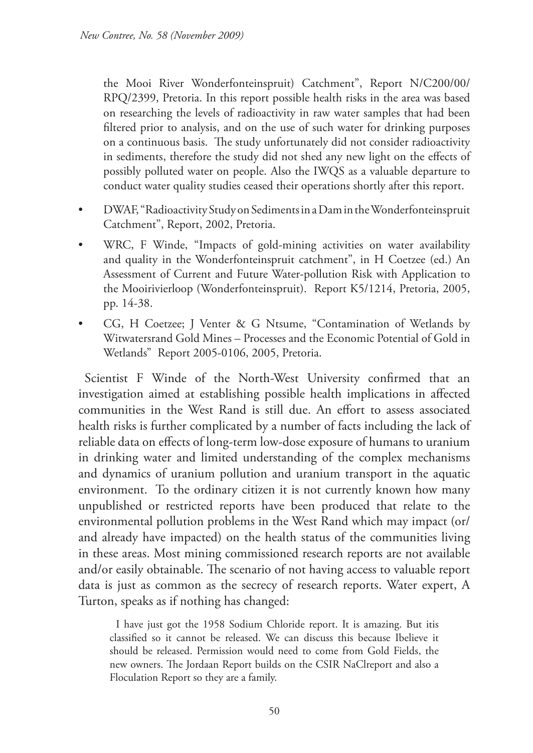the Mooi River Wonderfonteinspruit) Catchment", Report N/C200/00/RPQ/2399, Pretoria. In this report possible health risks in the area was based on researching the levels of radioactivity in raw water samples that had been filtered prior to analysis, and on the use of such water for drinking purposes on a continuous basis. The study unfortunately did not consider radioactivity in sediments, therefore the study did not shed any new light on the effects of possibly polluted water on people. Also the IWQS as a valuable departure to conduct water quality studies ceased their operations shortly after this report.

- DWAF, "Radioactivity Study on Sediments in a Dam in the Wonderfonteinspruit Catchment", Report, 2002, Pretoria.
- WRC, F Winde, "Impacts of gold-mining activities on water availability and quality in the Wonderfonteinspruit catchment", in H Coetzee (ed.) An Assessment of Current and Future Water-pollution Risk with Application to the Mooirivierloop (Wonderfonteinspruit). Report K5/1214, Pretoria, 2005, pp. 14-38.
- CG, H Coetzee; J Venter & G Ntsume, "Contamination of Wetlands by Witwatersrand Gold Mines – Processes and the Economic Potential of Gold in Wetlands" Report 2005-0106, 2005, Pretoria.

Scientist F Winde of the North-West University confirmed that an investigation aimed at establishing possible health implications in affected communities in the West Rand is still due. An effort to assess associated health risks is further complicated by a number of facts including the lack of reliable data on effects of long-term low-dose exposure of humans to uranium in drinking water and limited understanding of the complex mechanisms and dynamics of uranium pollution and uranium transport in the aquatic environment. To the ordinary citizen it is not currently known how many unpublished or restricted reports have been produced that relate to the environmental pollution problems in the West Rand which may impact (or/and already have impacted) on the health status of the communities living in these areas. Most mining commissioned research reports are not available and/or easily obtainable. The scenario of not having access to valuable report data is just as common as the secrecy of research reports. Water expert, A Turton, speaks as if nothing has changed:

> I have just got the 1958 Sodium Chloride report. It is amazing. But itis classified so it cannot be released. We can discuss this because Ibelieve it should be released. Permission would need to come from Gold Fields, the new owners. The Jordaan Report builds on the CSIR NaClreport and also a Floculation Report so they are a family.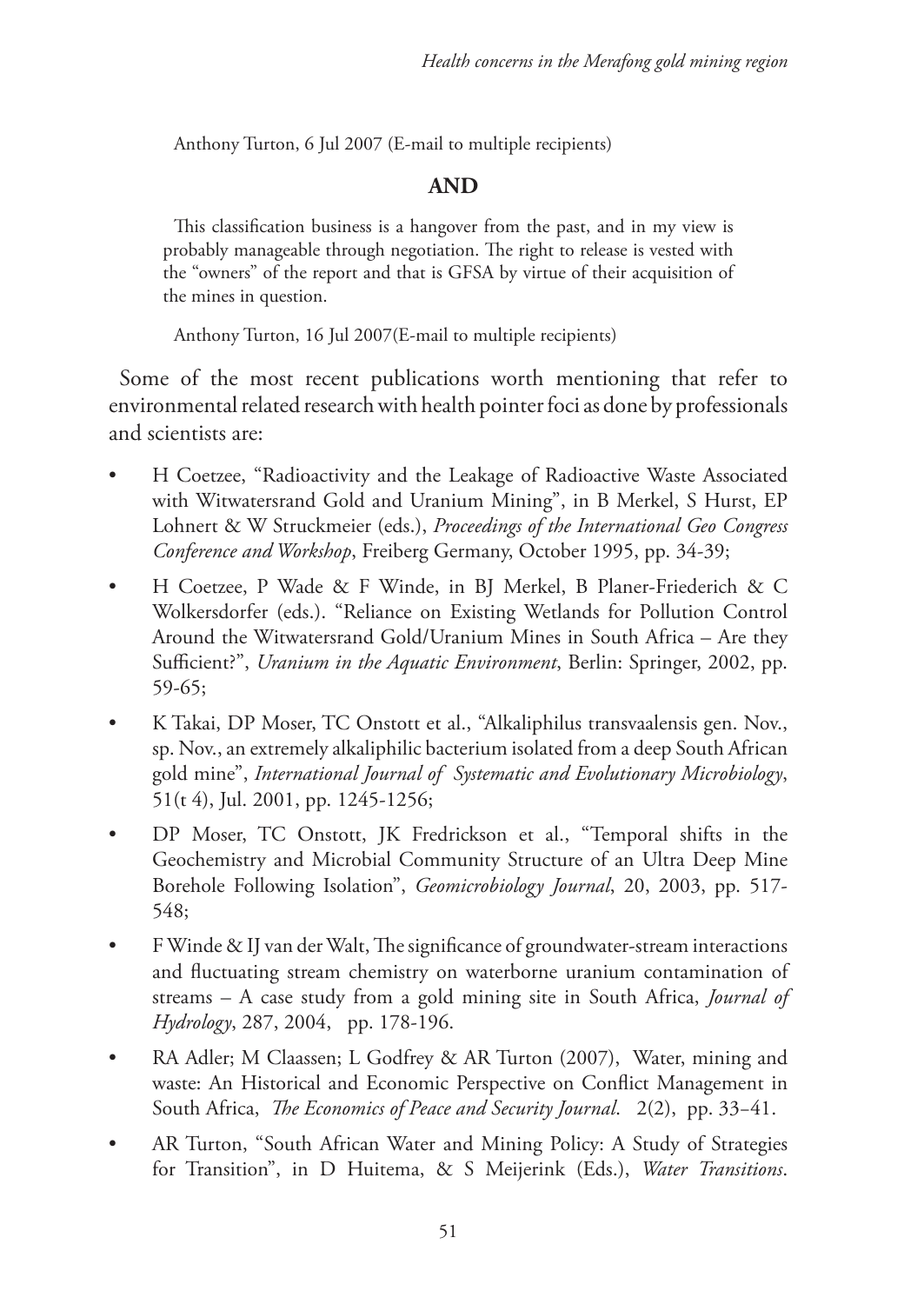Anthony Turton, 6 Jul 2007 (E-mail to multiple recipients)

**AND**

> This classification business is a hangover from the past, and in my view is probably manageable through negotiation. The right to release is vested with the "owners" of the report and that is GFSA by virtue of their acquisition of the mines in question.

Anthony Turton, 16 Jul 2007(E-mail to multiple recipients)

Some of the most recent publications worth mentioning that refer to environmental related research with health pointer foci as done by professionals and scientists are:

- H Coetzee, "Radioactivity and the Leakage of Radioactive Waste Associated with Witwatersrand Gold and Uranium Mining", in B Merkel, S Hurst, EP Lohnert & W Struckmeier (eds.), *Proceedings of the International Geo Congress Conference and Workshop*, Freiberg Germany, October 1995, pp. 34-39;
- H Coetzee, P Wade & F Winde, in BJ Merkel, B Planer-Friederich & C Wolkersdorfer (eds.). "Reliance on Existing Wetlands for Pollution Control Around the Witwatersrand Gold/Uranium Mines in South Africa – Are they Sufficient?", *Uranium in the Aquatic Environment*, Berlin: Springer, 2002, pp. 59-65;
- K Takai, DP Moser, TC Onstott et al., "Alkaliphilus transvaalensis gen. Nov., sp. Nov., an extremely alkaliphilic bacterium isolated from a deep South African gold mine", *International Journal of Systematic and Evolutionary Microbiology*, 51(t 4), Jul. 2001, pp. 1245-1256;
- DP Moser, TC Onstott, JK Fredrickson et al., "Temporal shifts in the Geochemistry and Microbial Community Structure of an Ultra Deep Mine Borehole Following Isolation", *Geomicrobiology Journal*, 20, 2003, pp. 517-548;
- F Winde & IJ van der Walt, The significance of groundwater-stream interactions and fluctuating stream chemistry on waterborne uranium contamination of streams – A case study from a gold mining site in South Africa, *Journal of Hydrology*, 287, 2004, pp. 178-196.
- RA Adler; M Claassen; L Godfrey & AR Turton (2007), Water, mining and waste: An Historical and Economic Perspective on Conflict Management in South Africa, *The Economics of Peace and Security Journal*. 2(2), pp. 33–41.
- AR Turton, "South African Water and Mining Policy: A Study of Strategies for Transition", in D Huitema, & S Meijerink (Eds.), *Water Transitions*.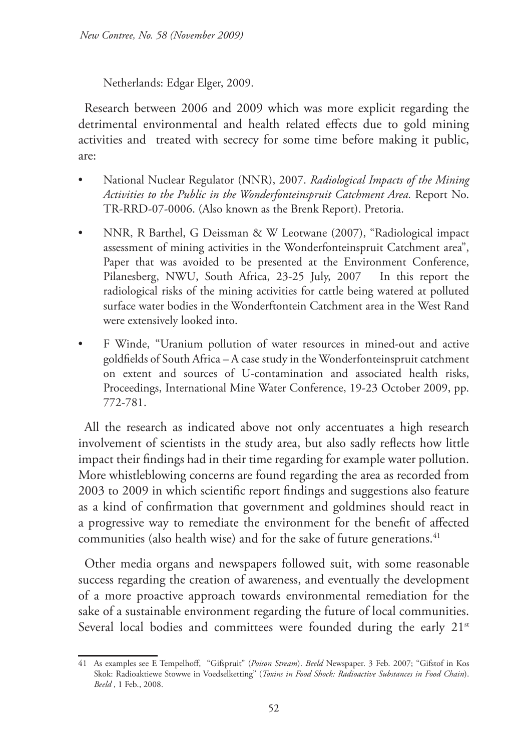Netherlands: Edgar Elger, 2009.

Research between 2006 and 2009 which was more explicit regarding the detrimental environmental and health related effects due to gold mining activities and treated with secrecy for some time before making it public, are:

- National Nuclear Regulator (NNR), 2007. *Radiological Impacts of the Mining Activities to the Public in the Wonderfonteinspruit Catchment Area.* Report No. TR-RRD-07-0006. (Also known as the Brenk Report). Pretoria.
- NNR, R Barthel, G Deissman & W Leotwane (2007), "Radiological impact assessment of mining activities in the Wonderfonteinspruit Catchment area", Paper that was avoided to be presented at the Environment Conference, Pilanesberg, NWU, South Africa, 23-25 July, 2007 In this report the radiological risks of the mining activities for cattle being watered at polluted surface water bodies in the Wonderftontein Catchment area in the West Rand were extensively looked into.
- F Winde, "Uranium pollution of water resources in mined-out and active goldfields of South Africa – A case study in the Wonderfonteinspruit catchment on extent and sources of U-contamination and associated health risks, Proceedings, International Mine Water Conference, 19-23 October 2009, pp. 772-781.

All the research as indicated above not only accentuates a high research involvement of scientists in the study area, but also sadly reflects how little impact their findings had in their time regarding for example water pollution. More whistleblowing concerns are found regarding the area as recorded from 2003 to 2009 in which scientific report findings and suggestions also feature as a kind of confirmation that government and goldmines should react in a progressive way to remediate the environment for the benefit of affected communities (also health wise) and for the sake of future generations.[41]

Other media organs and newspapers followed suit, with some reasonable success regarding the creation of awareness, and eventually the development of a more proactive approach towards environmental remediation for the sake of a sustainable environment regarding the future of local communities. Several local bodies and committees were founded during the early 21st

---

41 As examples see E Tempelhoff, "Gifspruit" (*Poison Stream*). *Beeld* Newspaper. 3 Feb. 2007; "Gifstof in Kos Skok: Radioaktiewe Stowwe in Voedselketting" (*Toxins in Food Shock: Radioactive Substances in Food Chain*). *Beeld* , 1 Feb., 2008.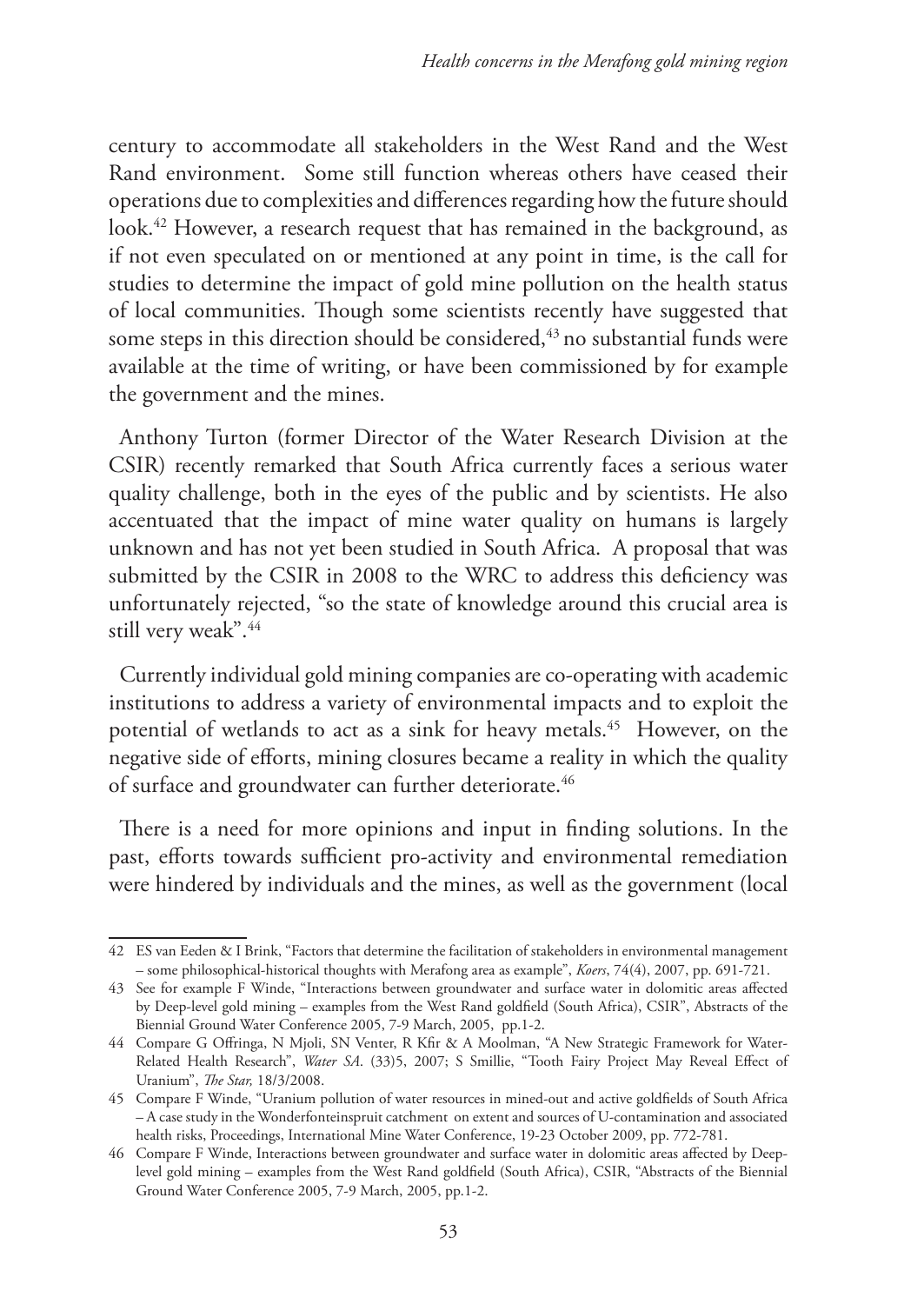century to accommodate all stakeholders in the West Rand and the West Rand environment. Some still function whereas others have ceased their operations due to complexities and differences regarding how the future should look.[42] However, a research request that has remained in the background, as if not even speculated on or mentioned at any point in time, is the call for studies to determine the impact of gold mine pollution on the health status of local communities. Though some scientists recently have suggested that some steps in this direction should be considered,[43] no substantial funds were available at the time of writing, or have been commissioned by for example the government and the mines.

Anthony Turton (former Director of the Water Research Division at the CSIR) recently remarked that South Africa currently faces a serious water quality challenge, both in the eyes of the public and by scientists. He also accentuated that the impact of mine water quality on humans is largely unknown and has not yet been studied in South Africa. A proposal that was submitted by the CSIR in 2008 to the WRC to address this deficiency was unfortunately rejected, "so the state of knowledge around this crucial area is still very weak".[44]

Currently individual gold mining companies are co-operating with academic institutions to address a variety of environmental impacts and to exploit the potential of wetlands to act as a sink for heavy metals.[45] However, on the negative side of efforts, mining closures became a reality in which the quality of surface and groundwater can further deteriorate.[46]

There is a need for more opinions and input in finding solutions. In the past, efforts towards sufficient pro-activity and environmental remediation were hindered by individuals and the mines, as well as the government (local

---

42 ES van Eeden & I Brink, "Factors that determine the facilitation of stakeholders in environmental management – some philosophical-historical thoughts with Merafong area as example", *Koers*, 74(4), 2007, pp. 691-721.

43 See for example F Winde, "Interactions between groundwater and surface water in dolomitic areas affected by Deep-level gold mining – examples from the West Rand goldfield (South Africa), CSIR", Abstracts of the Biennial Ground Water Conference 2005, 7-9 March, 2005, pp.1-2.

44 Compare G Offringa, N Mjoli, SN Venter, R Kfir & A Moolman, "A New Strategic Framework for Water-Related Health Research", *Water SA*. (33)5, 2007; S Smillie, "Tooth Fairy Project May Reveal Effect of Uranium", *The Star,* 18/3/2008.

45 Compare F Winde, "Uranium pollution of water resources in mined-out and active goldfields of South Africa – A case study in the Wonderfonteinspruit catchment on extent and sources of U-contamination and associated health risks, Proceedings, International Mine Water Conference, 19-23 October 2009, pp. 772-781.

46 Compare F Winde, Interactions between groundwater and surface water in dolomitic areas affected by Deep-level gold mining – examples from the West Rand goldfield (South Africa), CSIR, "Abstracts of the Biennial Ground Water Conference 2005, 7-9 March, 2005, pp.1-2.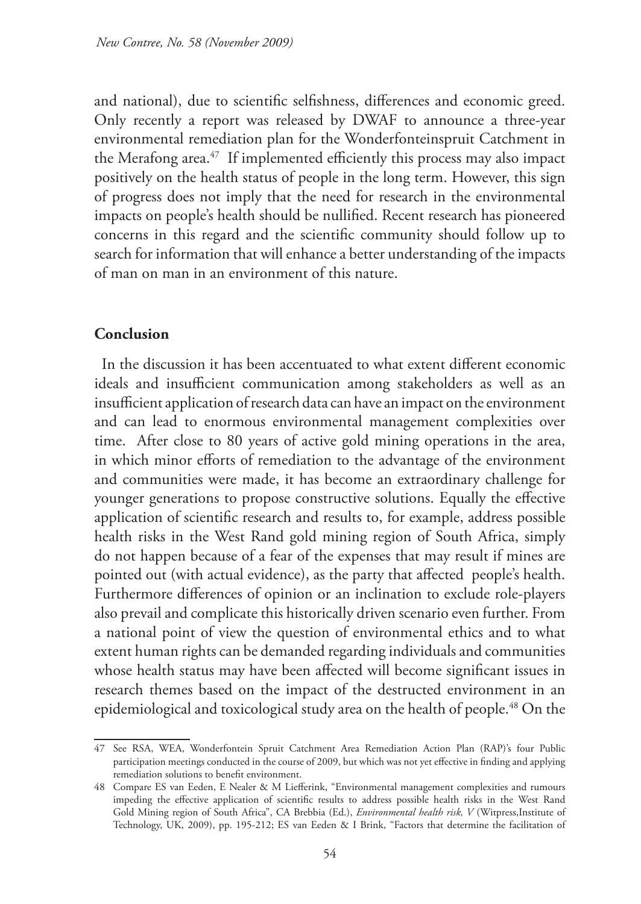and national), due to scientific selfishness, differences and economic greed. Only recently a report was released by DWAF to announce a three-year environmental remediation plan for the Wonderfonteinspruit Catchment in the Merafong area.[47] If implemented efficiently this process may also impact positively on the health status of people in the long term. However, this sign of progress does not imply that the need for research in the environmental impacts on people's health should be nullified. Recent research has pioneered concerns in this regard and the scientific community should follow up to search for information that will enhance a better understanding of the impacts of man on man in an environment of this nature.

## Conclusion

In the discussion it has been accentuated to what extent different economic ideals and insufficient communication among stakeholders as well as an insufficient application of research data can have an impact on the environment and can lead to enormous environmental management complexities over time. After close to 80 years of active gold mining operations in the area, in which minor efforts of remediation to the advantage of the environment and communities were made, it has become an extraordinary challenge for younger generations to propose constructive solutions. Equally the effective application of scientific research and results to, for example, address possible health risks in the West Rand gold mining region of South Africa, simply do not happen because of a fear of the expenses that may result if mines are pointed out (with actual evidence), as the party that affected people's health. Furthermore differences of opinion or an inclination to exclude role-players also prevail and complicate this historically driven scenario even further. From a national point of view the question of environmental ethics and to what extent human rights can be demanded regarding individuals and communities whose health status may have been affected will become significant issues in research themes based on the impact of the destructed environment in an epidemiological and toxicological study area on the health of people.[48] On the

---

47 See RSA, WEA, Wonderfontein Spruit Catchment Area Remediation Action Plan (RAP)'s four Public participation meetings conducted in the course of 2009, but which was not yet effective in finding and applying remediation solutions to benefit environment.

48 Compare ES van Eeden, E Nealer & M Liefferink, "Environmental management complexities and rumours impeding the effective application of scientific results to address possible health risks in the West Rand Gold Mining region of South Africa", CA Brebbia (Ed.), *Environmental health risk, V* (Witpress,Institute of Technology, UK, 2009), pp. 195-212; ES van Eeden & I Brink, "Factors that determine the facilitation of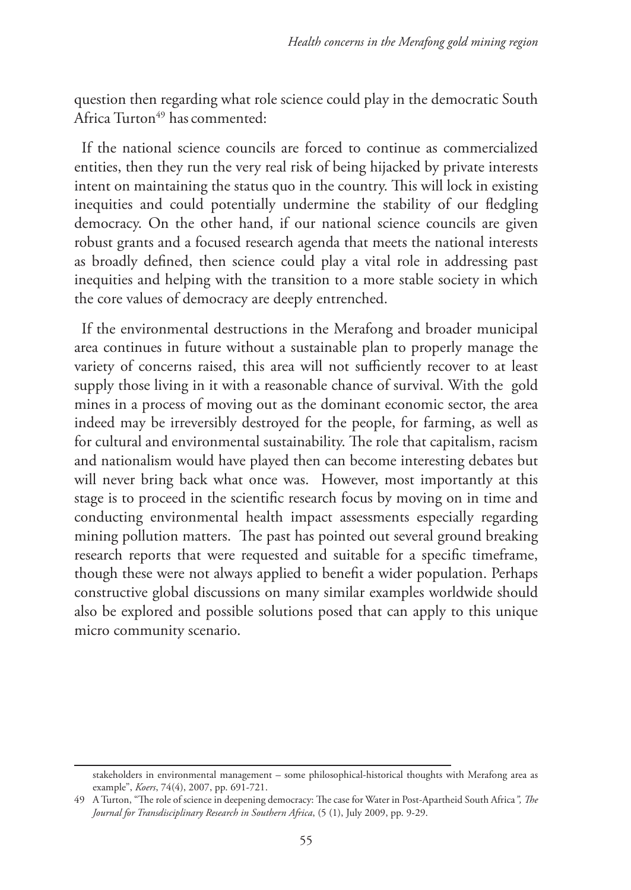question then regarding what role science could play in the democratic South Africa Turton[49] has commented:

> If the national science councils are forced to continue as commercialized entities, then they run the very real risk of being hijacked by private interests intent on maintaining the status quo in the country. This will lock in existing inequities and could potentially undermine the stability of our fledgling democracy. On the other hand, if our national science councils are given robust grants and a focused research agenda that meets the national interests as broadly defined, then science could play a vital role in addressing past inequities and helping with the transition to a more stable society in which the core values of democracy are deeply entrenched.

If the environmental destructions in the Merafong and broader municipal area continues in future without a sustainable plan to properly manage the variety of concerns raised, this area will not sufficiently recover to at least supply those living in it with a reasonable chance of survival. With the gold mines in a process of moving out as the dominant economic sector, the area indeed may be irreversibly destroyed for the people, for farming, as well as for cultural and environmental sustainability. The role that capitalism, racism and nationalism would have played then can become interesting debates but will never bring back what once was. However, most importantly at this stage is to proceed in the scientific research focus by moving on in time and conducting environmental health impact assessments especially regarding mining pollution matters. The past has pointed out several ground breaking research reports that were requested and suitable for a specific timeframe, though these were not always applied to benefit a wider population. Perhaps constructive global discussions on many similar examples worldwide should also be explored and possible solutions posed that can apply to this unique micro community scenario.

---

stakeholders in environmental management – some philosophical-historical thoughts with Merafong area as example", *Koers*, 74(4), 2007, pp. 691-721.

49 A Turton, "The role of science in deepening democracy: The case for Water in Post-Apartheid South Africa*", The Journal for Transdisciplinary Research in Southern Africa*, (5 (1), July 2009, pp. 9-29.